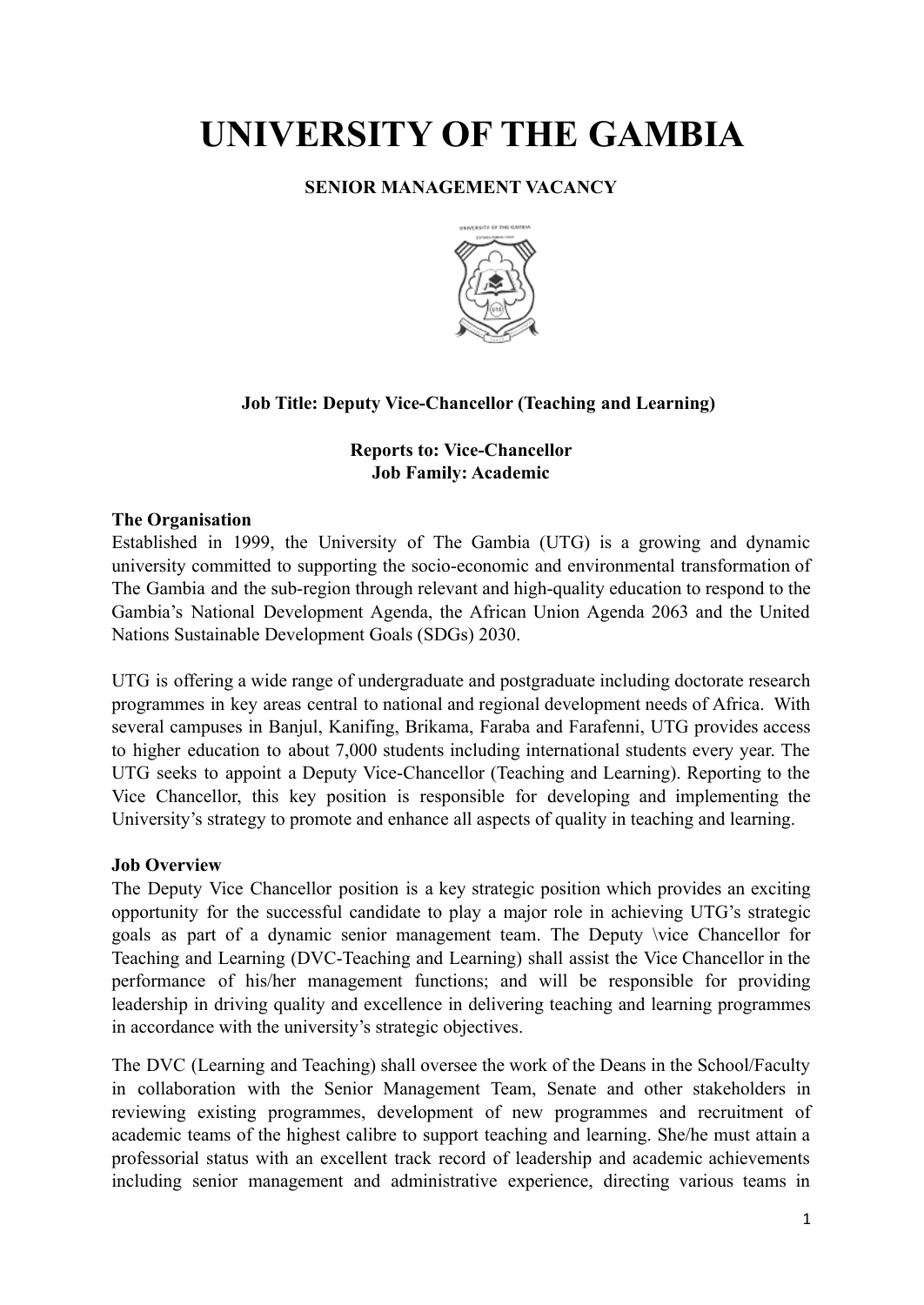# UNIVERSITY OF THE GAMBIA

**SENIOR MANAGEMENT VACANCY**

**Job Title: Deputy Vice-Chancellor (Teaching and Learning)**

**Reports to: Vice-Chancellor**
**Job Family: Academic**

**The Organisation**

Established in 1999, the University of The Gambia (UTG) is a growing and dynamic university committed to supporting the socio-economic and environmental transformation of The Gambia and the sub-region through relevant and high-quality education to respond to the Gambia's National Development Agenda, the African Union Agenda 2063 and the United Nations Sustainable Development Goals (SDGs) 2030.

UTG is offering a wide range of undergraduate and postgraduate including doctorate research programmes in key areas central to national and regional development needs of Africa. With several campuses in Banjul, Kanifing, Brikama, Faraba and Farafenni, UTG provides access to higher education to about 7,000 students including international students every year. The UTG seeks to appoint a Deputy Vice-Chancellor (Teaching and Learning). Reporting to the Vice Chancellor, this key position is responsible for developing and implementing the University's strategy to promote and enhance all aspects of quality in teaching and learning.

**Job Overview**

The Deputy Vice Chancellor position is a key strategic position which provides an exciting opportunity for the successful candidate to play a major role in achieving UTG's strategic goals as part of a dynamic senior management team. The Deputy \vice Chancellor for Teaching and Learning (DVC-Teaching and Learning) shall assist the Vice Chancellor in the performance of his/her management functions; and will be responsible for providing leadership in driving quality and excellence in delivering teaching and learning programmes in accordance with the university's strategic objectives.

The DVC (Learning and Teaching) shall oversee the work of the Deans in the School/Faculty in collaboration with the Senior Management Team, Senate and other stakeholders in reviewing existing programmes, development of new programmes and recruitment of academic teams of the highest calibre to support teaching and learning. She/he must attain a professorial status with an excellent track record of leadership and academic achievements including senior management and administrative experience, directing various teams in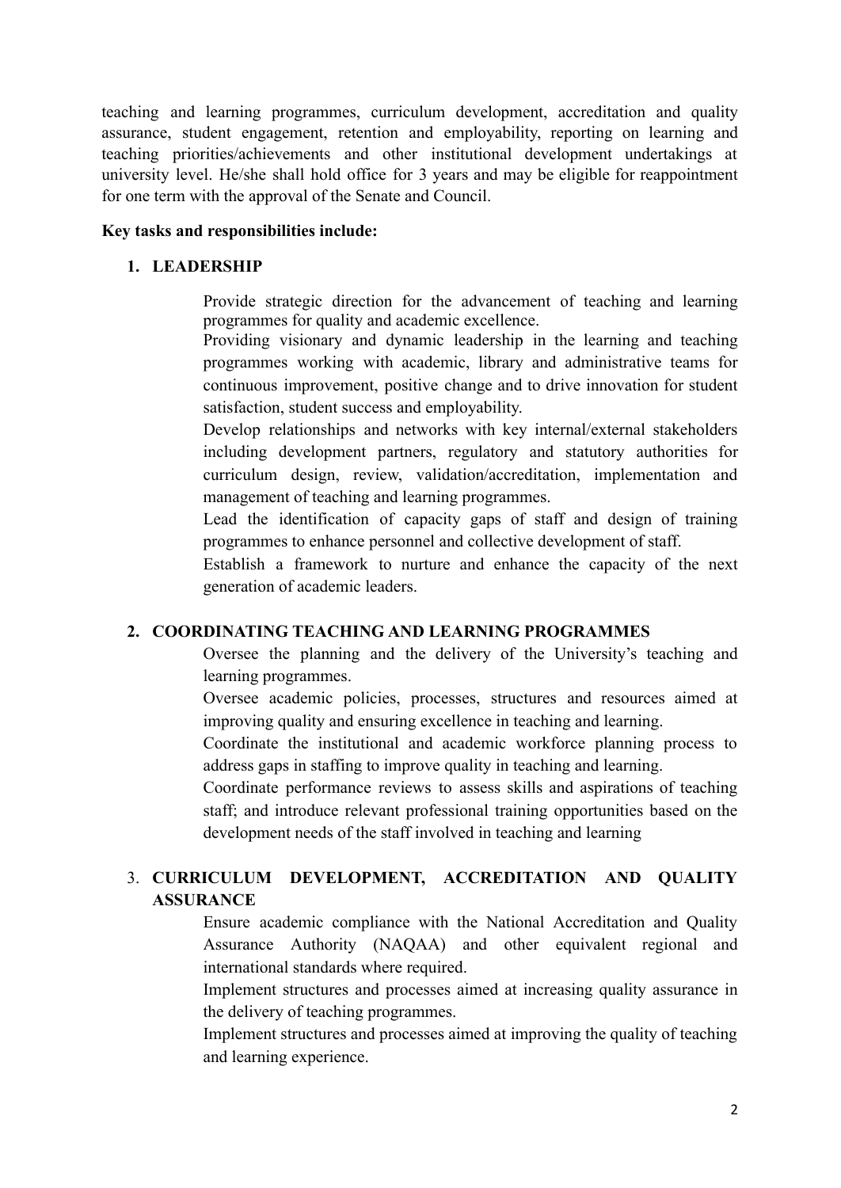teaching and learning programmes, curriculum development, accreditation and quality assurance, student engagement, retention and employability, reporting on learning and teaching priorities/achievements and other institutional development undertakings at university level. He/she shall hold office for 3 years and may be eligible for reappointment for one term with the approval of the Senate and Council.

**Key tasks and responsibilities include:**

**1. LEADERSHIP**

Provide strategic direction for the advancement of teaching and learning programmes for quality and academic excellence.

Providing visionary and dynamic leadership in the learning and teaching programmes working with academic, library and administrative teams for continuous improvement, positive change and to drive innovation for student satisfaction, student success and employability.

Develop relationships and networks with key internal/external stakeholders including development partners, regulatory and statutory authorities for curriculum design, review, validation/accreditation, implementation and management of teaching and learning programmes.

Lead the identification of capacity gaps of staff and design of training programmes to enhance personnel and collective development of staff.

Establish a framework to nurture and enhance the capacity of the next generation of academic leaders.

**2. COORDINATING TEACHING AND LEARNING PROGRAMMES**

Oversee the planning and the delivery of the University's teaching and learning programmes.

Oversee academic policies, processes, structures and resources aimed at improving quality and ensuring excellence in teaching and learning.

Coordinate the institutional and academic workforce planning process to address gaps in staffing to improve quality in teaching and learning.

Coordinate performance reviews to assess skills and aspirations of teaching staff; and introduce relevant professional training opportunities based on the development needs of the staff involved in teaching and learning

3. **CURRICULUM DEVELOPMENT, ACCREDITATION AND QUALITY ASSURANCE**

Ensure academic compliance with the National Accreditation and Quality Assurance Authority (NAQAA) and other equivalent regional and international standards where required.

Implement structures and processes aimed at increasing quality assurance in the delivery of teaching programmes.

Implement structures and processes aimed at improving the quality of teaching and learning experience.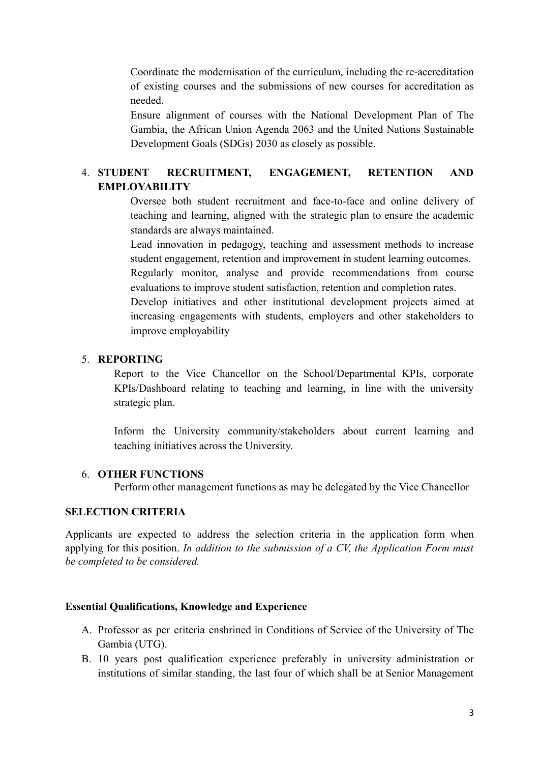Coordinate the modernisation of the curriculum, including the re-accreditation of existing courses and the submissions of new courses for accreditation as needed.

Ensure alignment of courses with the National Development Plan of The Gambia, the African Union Agenda 2063 and the United Nations Sustainable Development Goals (SDGs) 2030 as closely as possible.

4. **STUDENT RECRUITMENT, ENGAGEMENT, RETENTION AND EMPLOYABILITY**

    Oversee both student recruitment and face-to-face and online delivery of teaching and learning, aligned with the strategic plan to ensure the academic standards are always maintained.

    Lead innovation in pedagogy, teaching and assessment methods to increase student engagement, retention and improvement in student learning outcomes.

    Regularly monitor, analyse and provide recommendations from course evaluations to improve student satisfaction, retention and completion rates.

    Develop initiatives and other institutional development projects aimed at increasing engagements with students, employers and other stakeholders to improve employability

5. **REPORTING**

    Report to the Vice Chancellor on the School/Departmental KPIs, corporate KPIs/Dashboard relating to teaching and learning, in line with the university strategic plan.

    Inform the University community/stakeholders about current learning and teaching initiatives across the University.

6. **OTHER FUNCTIONS**

    Perform other management functions as may be delegated by the Vice Chancellor

**SELECTION CRITERIA**

Applicants are expected to address the selection criteria in the application form when applying for this position. *In addition to the submission of a CV, the Application Form must be completed to be considered.*

**Essential Qualifications, Knowledge and Experience**

A. Professor as per criteria enshrined in Conditions of Service of the University of The Gambia (UTG).
B. 10 years post qualification experience preferably in university administration or institutions of similar standing, the last four of which shall be at Senior Management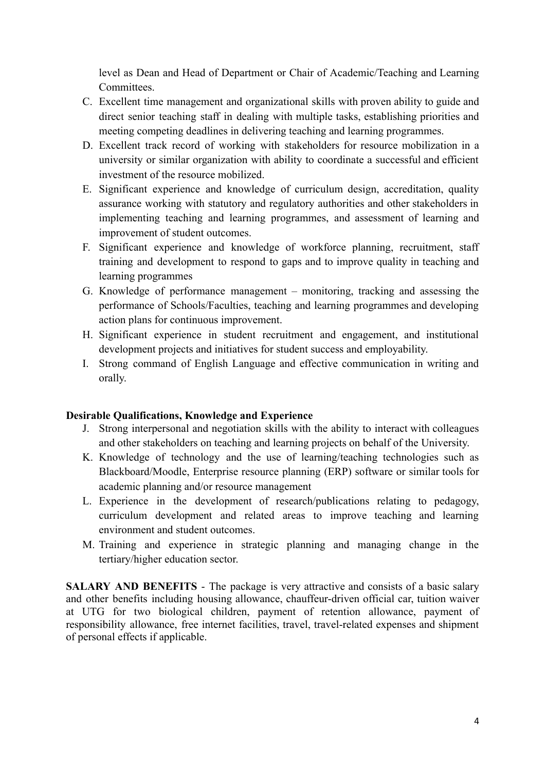level as Dean and Head of Department or Chair of Academic/Teaching and Learning Committees.

C. Excellent time management and organizational skills with proven ability to guide and direct senior teaching staff in dealing with multiple tasks, establishing priorities and meeting competing deadlines in delivering teaching and learning programmes.
D. Excellent track record of working with stakeholders for resource mobilization in a university or similar organization with ability to coordinate a successful and efficient investment of the resource mobilized.
E. Significant experience and knowledge of curriculum design, accreditation, quality assurance working with statutory and regulatory authorities and other stakeholders in implementing teaching and learning programmes, and assessment of learning and improvement of student outcomes.
F. Significant experience and knowledge of workforce planning, recruitment, staff training and development to respond to gaps and to improve quality in teaching and learning programmes
G. Knowledge of performance management – monitoring, tracking and assessing the performance of Schools/Faculties, teaching and learning programmes and developing action plans for continuous improvement.
H. Significant experience in student recruitment and engagement, and institutional development projects and initiatives for student success and employability.
I. Strong command of English Language and effective communication in writing and orally.

**Desirable Qualifications, Knowledge and Experience**

J. Strong interpersonal and negotiation skills with the ability to interact with colleagues and other stakeholders on teaching and learning projects on behalf of the University.
K. Knowledge of technology and the use of learning/teaching technologies such as Blackboard/Moodle, Enterprise resource planning (ERP) software or similar tools for academic planning and/or resource management
L. Experience in the development of research/publications relating to pedagogy, curriculum development and related areas to improve teaching and learning environment and student outcomes.
M. Training and experience in strategic planning and managing change in the tertiary/higher education sector.

**SALARY AND BENEFITS** - The package is very attractive and consists of a basic salary and other benefits including housing allowance, chauffeur-driven official car, tuition waiver at UTG for two biological children, payment of retention allowance, payment of responsibility allowance, free internet facilities, travel, travel-related expenses and shipment of personal effects if applicable.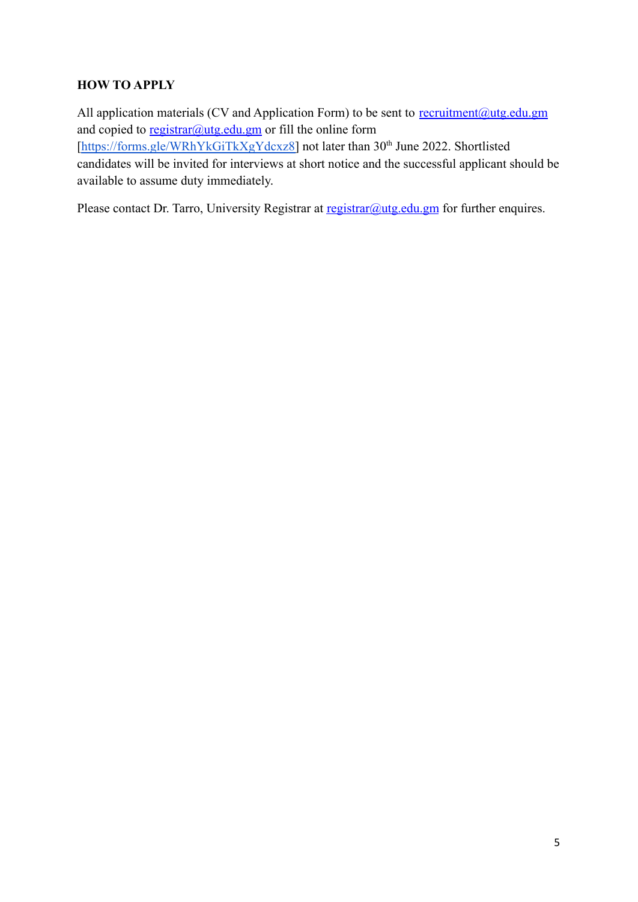**HOW TO APPLY**

All application materials (CV and Application Form) to be sent to recruitment@utg.edu.gm and copied to registrar@utg.edu.gm or fill the online form [https://forms.gle/WRhYkGiTkXgYdcxz8] not later than 30th June 2022. Shortlisted candidates will be invited for interviews at short notice and the successful applicant should be available to assume duty immediately.

Please contact Dr. Tarro, University Registrar at registrar@utg.edu.gm for further enquires.